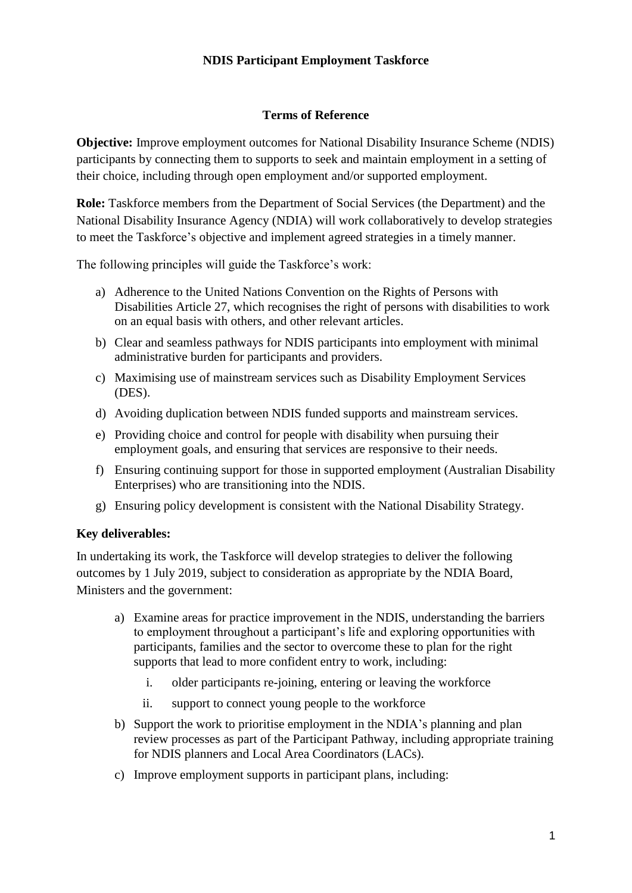# NDIS Participant Employment Taskforce

## Terms of Reference

**Objective:** Improve employment outcomes for National Disability Insurance Scheme (NDIS) participants by connecting them to supports to seek and maintain employment in a setting of their choice, including through open employment and/or supported employment.

**Role:** Taskforce members from the Department of Social Services (the Department) and the National Disability Insurance Agency (NDIA) will work collaboratively to develop strategies to meet the Taskforce's objective and implement agreed strategies in a timely manner.

The following principles will guide the Taskforce's work:

a) Adherence to the United Nations Convention on the Rights of Persons with Disabilities Article 27, which recognises the right of persons with disabilities to work on an equal basis with others, and other relevant articles.

b) Clear and seamless pathways for NDIS participants into employment with minimal administrative burden for participants and providers.

c) Maximising use of mainstream services such as Disability Employment Services (DES).

d) Avoiding duplication between NDIS funded supports and mainstream services.

e) Providing choice and control for people with disability when pursuing their employment goals, and ensuring that services are responsive to their needs.

f) Ensuring continuing support for those in supported employment (Australian Disability Enterprises) who are transitioning into the NDIS.

g) Ensuring policy development is consistent with the National Disability Strategy.

**Key deliverables:**

In undertaking its work, the Taskforce will develop strategies to deliver the following outcomes by 1 July 2019, subject to consideration as appropriate by the NDIA Board, Ministers and the government:

a) Examine areas for practice improvement in the NDIS, understanding the barriers to employment throughout a participant's life and exploring opportunities with participants, families and the sector to overcome these to plan for the right supports that lead to more confident entry to work, including:

   i. older participants re-joining, entering or leaving the workforce

   ii. support to connect young people to the workforce

b) Support the work to prioritise employment in the NDIA's planning and plan review processes as part of the Participant Pathway, including appropriate training for NDIS planners and Local Area Coordinators (LACs).

c) Improve employment supports in participant plans, including: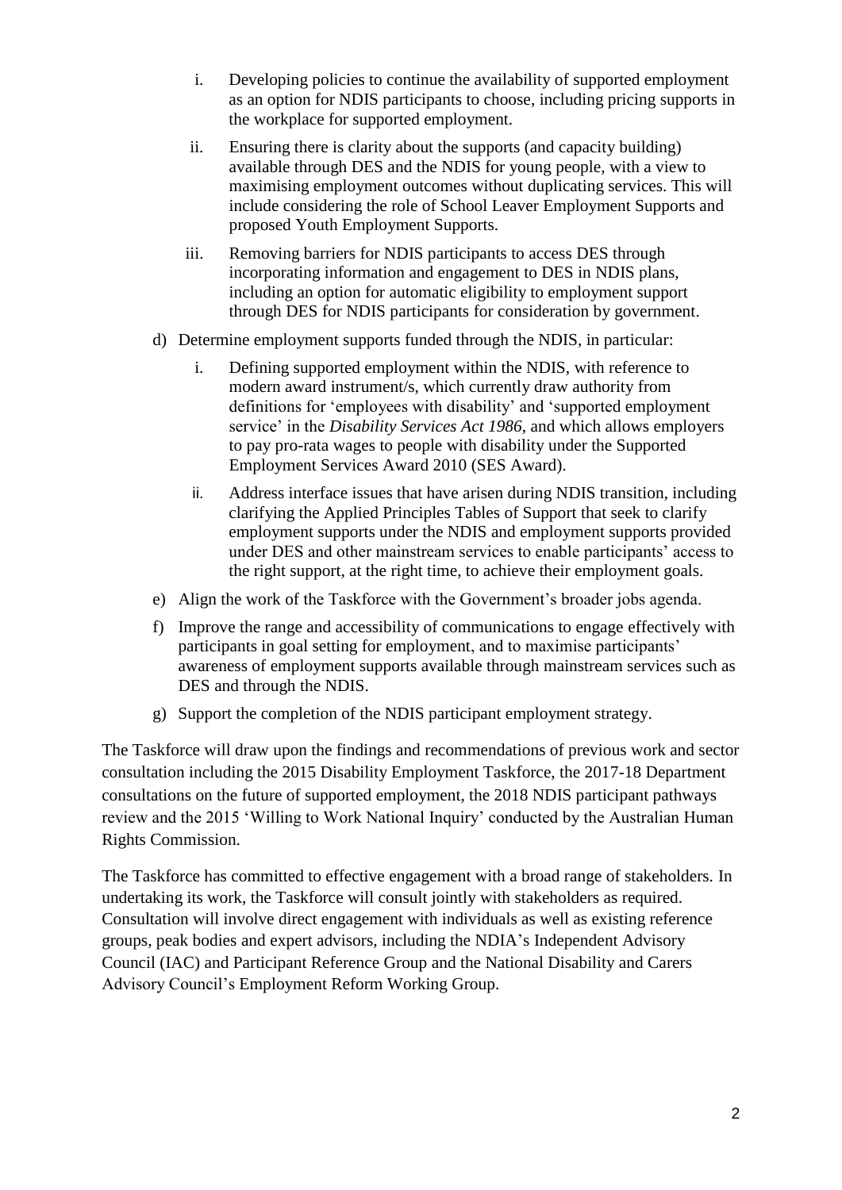i. Developing policies to continue the availability of supported employment as an option for NDIS participants to choose, including pricing supports in the workplace for supported employment.

   ii. Ensuring there is clarity about the supports (and capacity building) available through DES and the NDIS for young people, with a view to maximising employment outcomes without duplicating services. This will include considering the role of School Leaver Employment Supports and proposed Youth Employment Supports.

   iii. Removing barriers for NDIS participants to access DES through incorporating information and engagement to DES in NDIS plans, including an option for automatic eligibility to employment support through DES for NDIS participants for consideration by government.

d) Determine employment supports funded through the NDIS, in particular:

   i. Defining supported employment within the NDIS, with reference to modern award instrument/s, which currently draw authority from definitions for 'employees with disability' and 'supported employment service' in the *Disability Services Act 1986*, and which allows employers to pay pro-rata wages to people with disability under the Supported Employment Services Award 2010 (SES Award).

   ii. Address interface issues that have arisen during NDIS transition, including clarifying the Applied Principles Tables of Support that seek to clarify employment supports under the NDIS and employment supports provided under DES and other mainstream services to enable participants' access to the right support, at the right time, to achieve their employment goals.

e) Align the work of the Taskforce with the Government's broader jobs agenda.

f) Improve the range and accessibility of communications to engage effectively with participants in goal setting for employment, and to maximise participants' awareness of employment supports available through mainstream services such as DES and through the NDIS.

g) Support the completion of the NDIS participant employment strategy.

The Taskforce will draw upon the findings and recommendations of previous work and sector consultation including the 2015 Disability Employment Taskforce, the 2017-18 Department consultations on the future of supported employment, the 2018 NDIS participant pathways review and the 2015 'Willing to Work National Inquiry' conducted by the Australian Human Rights Commission.

The Taskforce has committed to effective engagement with a broad range of stakeholders. In undertaking its work, the Taskforce will consult jointly with stakeholders as required. Consultation will involve direct engagement with individuals as well as existing reference groups, peak bodies and expert advisors, including the NDIA's Independent Advisory Council (IAC) and Participant Reference Group and the National Disability and Carers Advisory Council's Employment Reform Working Group.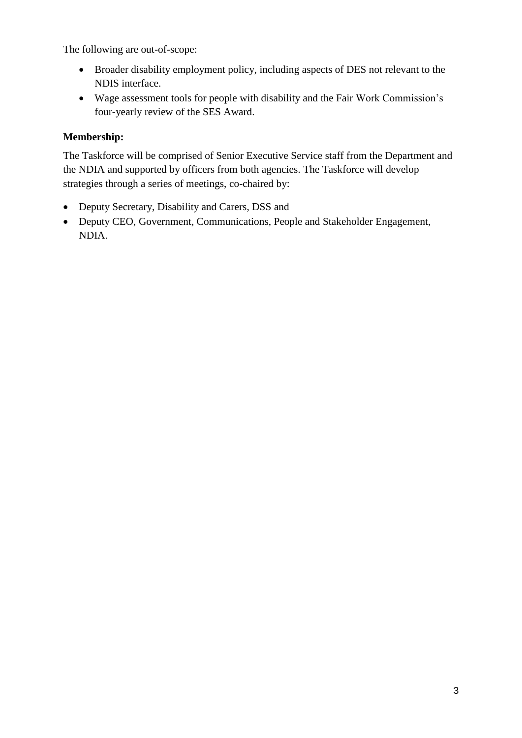The following are out-of-scope:

- Broader disability employment policy, including aspects of DES not relevant to the NDIS interface.
- Wage assessment tools for people with disability and the Fair Work Commission's four-yearly review of the SES Award.

**Membership:**

The Taskforce will be comprised of Senior Executive Service staff from the Department and the NDIA and supported by officers from both agencies. The Taskforce will develop strategies through a series of meetings, co-chaired by:

- Deputy Secretary, Disability and Carers, DSS and
- Deputy CEO, Government, Communications, People and Stakeholder Engagement, NDIA.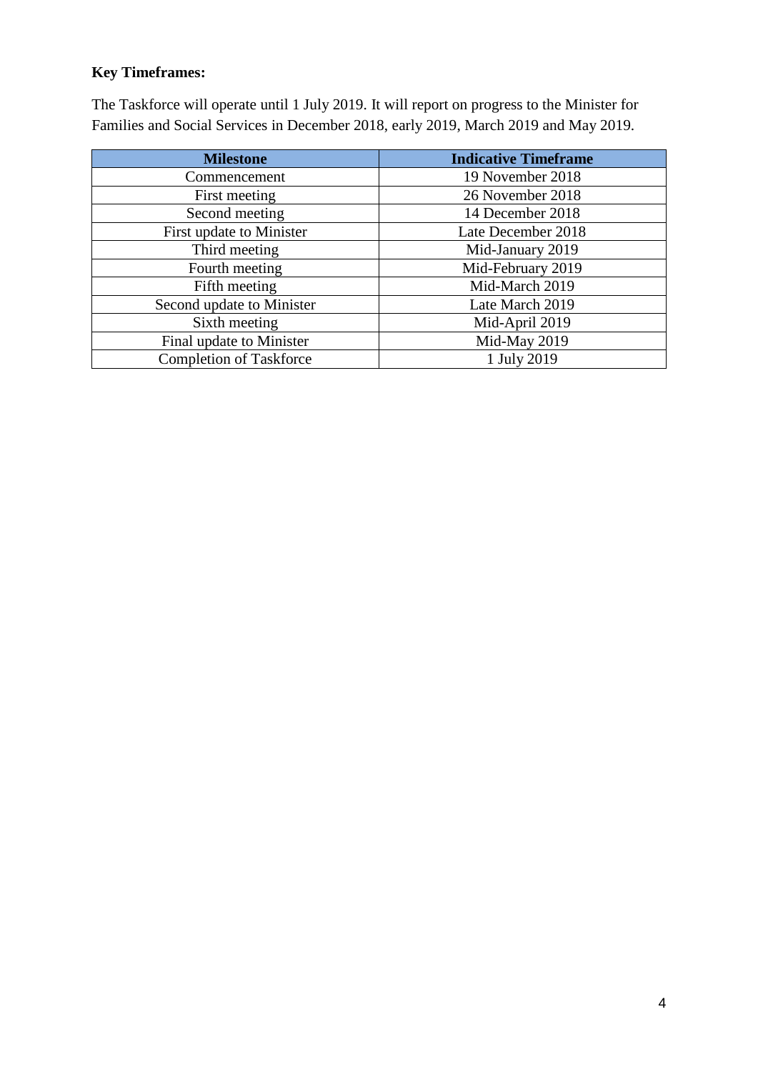**Key Timeframes:**

The Taskforce will operate until 1 July 2019. It will report on progress to the Minister for Families and Social Services in December 2018, early 2019, March 2019 and May 2019.

| Milestone | Indicative Timeframe |
|---|---|
| Commencement | 19 November 2018 |
| First meeting | 26 November 2018 |
| Second meeting | 14 December 2018 |
| First update to Minister | Late December 2018 |
| Third meeting | Mid-January 2019 |
| Fourth meeting | Mid-February 2019 |
| Fifth meeting | Mid-March 2019 |
| Second update to Minister | Late March 2019 |
| Sixth meeting | Mid-April 2019 |
| Final update to Minister | Mid-May 2019 |
| Completion of Taskforce | 1 July 2019 |